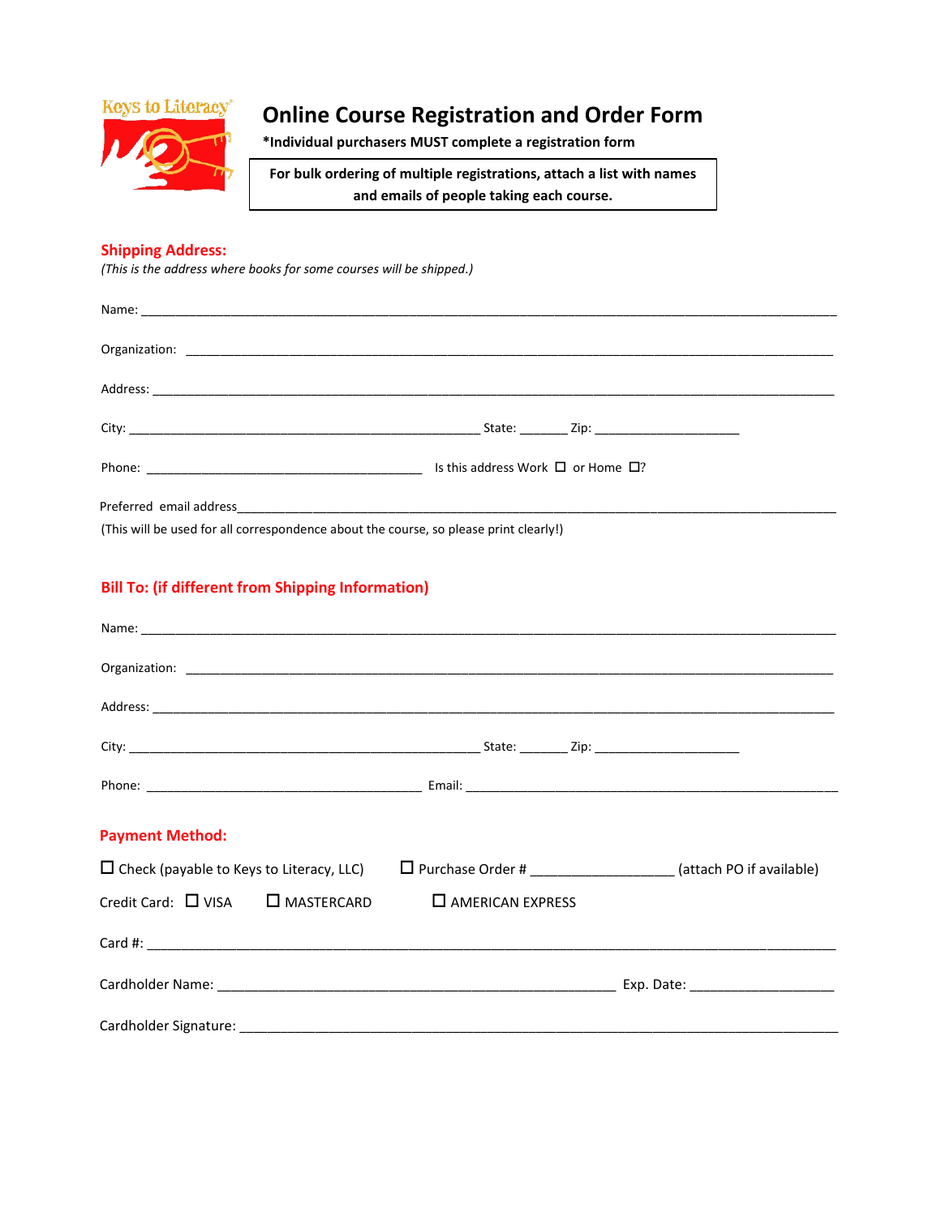Keys to Literacy

# Online Course Registration and Order Form

**\*Individual purchasers MUST complete a registration form**

**For bulk ordering of multiple registrations, attach a list with names and emails of people taking each course.**

## Shipping Address:

*(This is the address where books for some courses will be shipped.)*

Name: ____________________________________________________________________________________

Organization: ______________________________________________________________________________

Address: __________________________________________________________________________________

City: ________________________________________ State: _______ Zip: ____________________

Phone: _____________________________________ Is this address Work ☐ or Home ☐?

Preferred email address__________________________________________________________________

(This will be used for all correspondence about the course, so please print clearly!)

## Bill To: (if different from Shipping Information)

Name: ____________________________________________________________________________________

Organization: ______________________________________________________________________________

Address: __________________________________________________________________________________

City: ________________________________________ State: _______ Zip: ____________________

Phone: _____________________________________ Email: ___________________________________________

## Payment Method:

☐ Check (payable to Keys to Literacy, LLC) ☐ Purchase Order # __________________ (attach PO if available)

Credit Card: ☐ VISA ☐ MASTERCARD ☐ AMERICAN EXPRESS

Card #: ___________________________________________________________________________________

Cardholder Name: ____________________________________________ Exp. Date: ___________________

Cardholder Signature: _____________________________________________________________________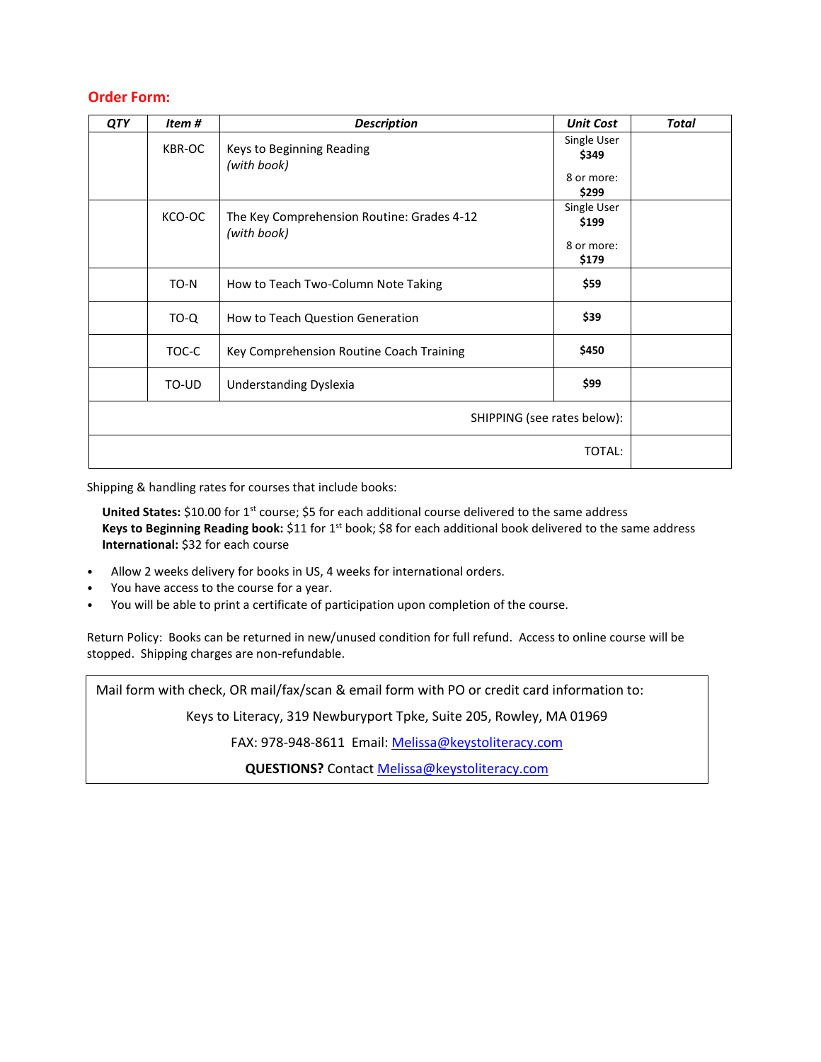## Order Form:

| *QTY* | *Item #* | *Description* | *Unit Cost* | *Total* |
|---|---|---|---|---|
| | KBR-OC | Keys to Beginning Reading *(with book)* | Single User **$349** 8 or more: **$299** | |
| | KCO-OC | The Key Comprehension Routine: Grades 4-12 *(with book)* | Single User **$199** 8 or more: **$179** | |
| | TO-N | How to Teach Two-Column Note Taking | **$59** | |
| | TO-Q | How to Teach Question Generation | **$39** | |
| | TOC-C | Key Comprehension Routine Coach Training | **$450** | |
| | TO-UD | Understanding Dyslexia | **$99** | |
| | | | SHIPPING (see rates below): | |
| | | | TOTAL: | |

Shipping & handling rates for courses that include books:

**United States:** $10.00 for 1st course; $5 for each additional course delivered to the same address
**Keys to Beginning Reading book:** $11 for 1st book; $8 for each additional book delivered to the same address
**International:** $32 for each course

- Allow 2 weeks delivery for books in US, 4 weeks for international orders.
- You have access to the course for a year.
- You will be able to print a certificate of participation upon completion of the course.

Return Policy: Books can be returned in new/unused condition for full refund. Access to online course will be stopped. Shipping charges are non-refundable.

Mail form with check, OR mail/fax/scan & email form with PO or credit card information to:

Keys to Literacy, 319 Newburyport Tpke, Suite 205, Rowley, MA 01969

FAX: 978-948-8611 Email: Melissa@keystoliteracy.com

**QUESTIONS?** Contact Melissa@keystoliteracy.com